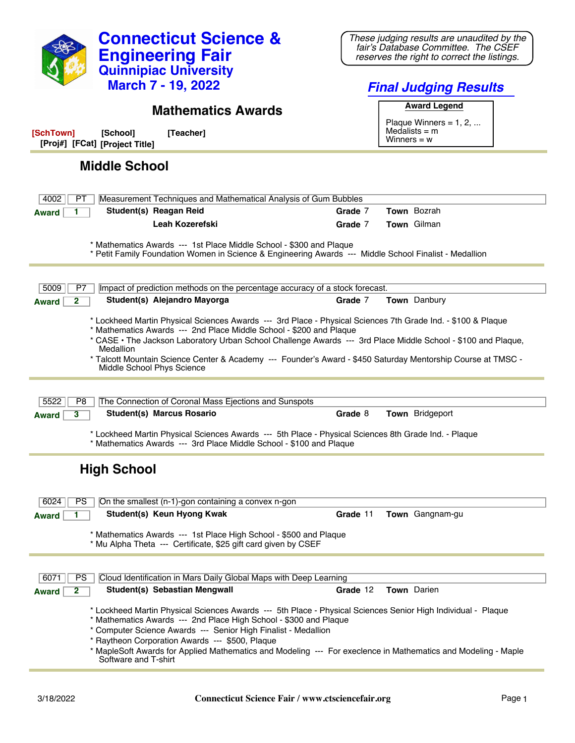# Connecticut Science & Engineering Fair
## Quinnipiac University
## March 7 - 19, 2022

*These judging results are unaudited by the fair's Database Committee. The CSEF reserves the right to correct the listings.*

## *Final Judging Results*

## Mathematics Awards

**Award Legend**

Plaque Winners = 1, 2, ...
Medalists = m
Winners = w

**[SchTown]** **[School]** **[Teacher]**
**[Proj#]** **[FCat]** **[Project Title]**

### Middle School

4002 | PT | Measurement Techniques and Mathematical Analysis of Gum Bubbles

**Award** 1 — **Student(s)** **Reagan Reid** — **Grade** 7 — **Town** Bozrah
**Leah Kozerefski** — **Grade** 7 — **Town** Gilman

* Mathematics Awards --- 1st Place Middle School - $300 and Plaque
* Petit Family Foundation Women in Science & Engineering Awards --- Middle School Finalist - Medallion

---

5009 | P7 | Impact of prediction methods on the percentage accuracy of a stock forecast.

**Award** 2 — **Student(s)** **Alejandro Mayorga** — **Grade** 7 — **Town** Danbury

* Lockheed Martin Physical Sciences Awards --- 3rd Place - Physical Sciences 7th Grade Ind. - $100 & Plaque
* Mathematics Awards --- 2nd Place Middle School - $200 and Plaque
* CASE • The Jackson Laboratory Urban School Challenge Awards --- 3rd Place Middle School - $100 and Plaque, Medallion
* Talcott Mountain Science Center & Academy --- Founder's Award - $450 Saturday Mentorship Course at TMSC - Middle School Phys Science

---

5522 | P8 | The Connection of Coronal Mass Ejections and Sunspots

**Award** 3 — **Student(s)** **Marcus Rosario** — **Grade** 8 — **Town** Bridgeport

* Lockheed Martin Physical Sciences Awards --- 5th Place - Physical Sciences 8th Grade Ind. - Plaque
* Mathematics Awards --- 3rd Place Middle School - $100 and Plaque

### High School

6024 | PS | On the smallest (n-1)-gon containing a convex n-gon

**Award** 1 — **Student(s)** **Keun Hyong Kwak** — **Grade** 11 — **Town** Gangnam-gu

* Mathematics Awards --- 1st Place High School - $500 and Plaque
* Mu Alpha Theta --- Certificate, $25 gift card given by CSEF

---

6071 | PS | Cloud Identification in Mars Daily Global Maps with Deep Learning

**Award** 2 — **Student(s)** **Sebastian Mengwall** — **Grade** 12 — **Town** Darien

* Lockheed Martin Physical Sciences Awards --- 5th Place - Physical Sciences Senior High Individual - Plaque
* Mathematics Awards --- 2nd Place High School - $300 and Plaque
* Computer Science Awards --- Senior High Finalist - Medallion
* Raytheon Corporation Awards --- $500, Plaque
* MapleSoft Awards for Applied Mathematics and Modeling --- For exelcence in Mathematics and Modeling - Maple Software and T-shirt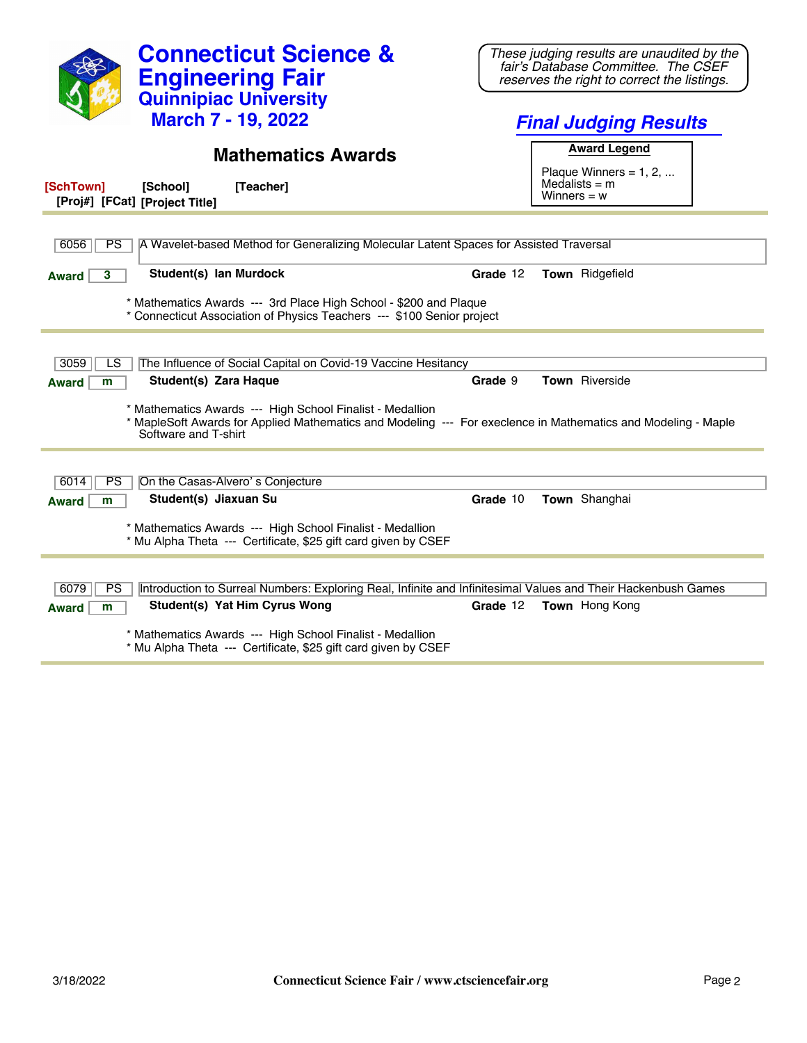# Connecticut Science & Engineering Fair
## Quinnipiac University
## March 7 - 19, 2022

*These judging results are unaudited by the fair's Database Committee. The CSEF reserves the right to correct the listings.*

## *Final Judging Results*

## Mathematics Awards

**Award Legend**
Plaque Winners = 1, 2, ...
Medalists = m
Winners = w

[SchTown] [School] [Teacher]
[Proj#] [FCat] [Project Title]

---

**6056** | **PS** | A Wavelet-based Method for Generalizing Molecular Latent Spaces for Assisted Traversal

**Award** 3 | **Student(s) Ian Murdock** | **Grade** 12 | **Town** Ridgefield

* Mathematics Awards --- 3rd Place High School - $200 and Plaque
* Connecticut Association of Physics Teachers --- $100 Senior project

---

**3059** | **LS** | The Influence of Social Capital on Covid-19 Vaccine Hesitancy

**Award** m | **Student(s) Zara Haque** | **Grade** 9 | **Town** Riverside

* Mathematics Awards --- High School Finalist - Medallion
* MapleSoft Awards for Applied Mathematics and Modeling --- For execlence in Mathematics and Modeling - Maple Software and T-shirt

---

**6014** | **PS** | On the Casas-Alvero' s Conjecture

**Award** m | **Student(s) Jiaxuan Su** | **Grade** 10 | **Town** Shanghai

* Mathematics Awards --- High School Finalist - Medallion
* Mu Alpha Theta --- Certificate, $25 gift card given by CSEF

---

**6079** | **PS** | Introduction to Surreal Numbers: Exploring Real, Infinite and Infinitesimal Values and Their Hackenbush Games

**Award** m | **Student(s) Yat Him Cyrus Wong** | **Grade** 12 | **Town** Hong Kong

* Mathematics Awards --- High School Finalist - Medallion
* Mu Alpha Theta --- Certificate, $25 gift card given by CSEF